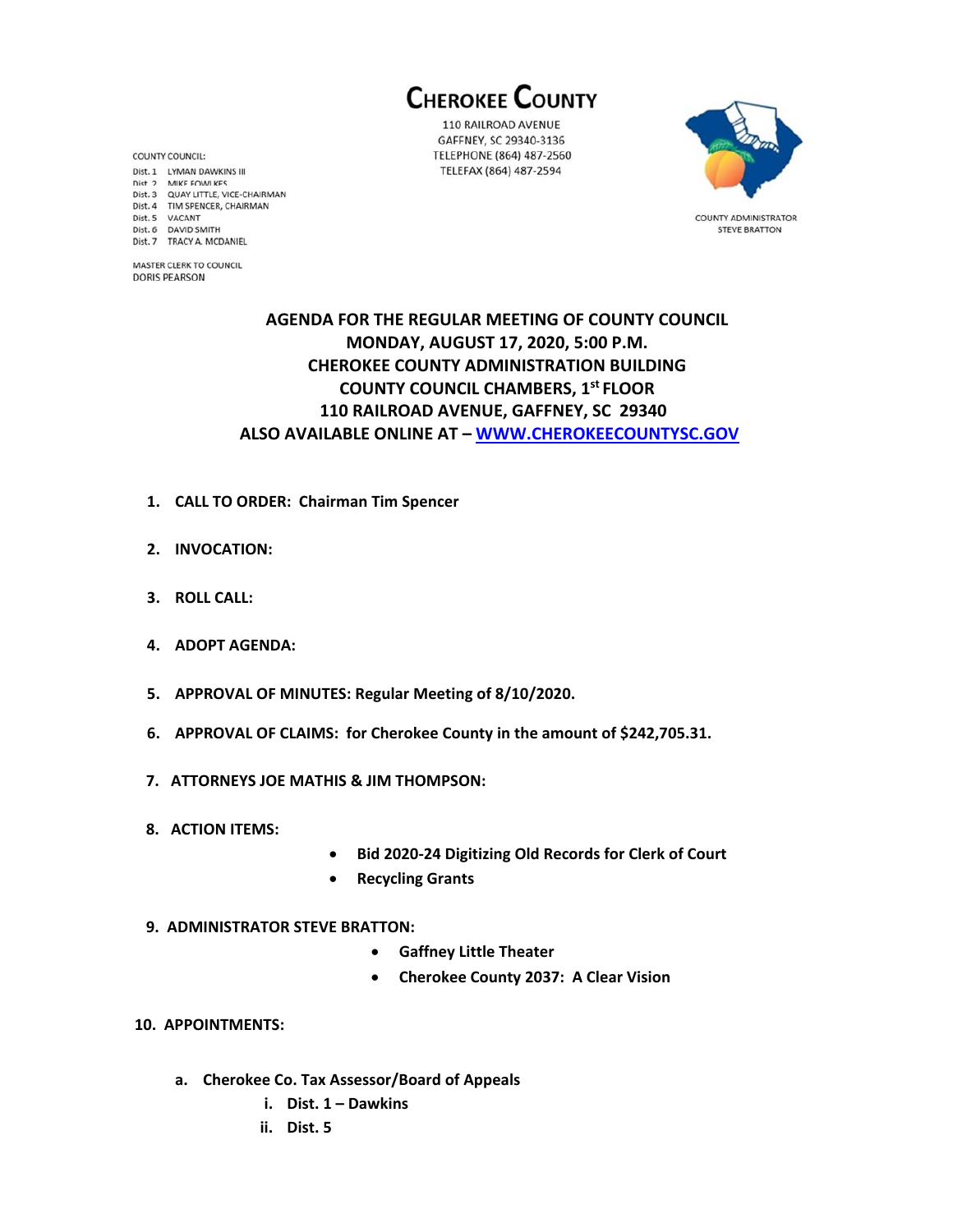# CHEROKEE COUNTY

110 RAILROAD AVENUE
GAFFNEY, SC 29340-3136
TELEPHONE (864) 487-2560
TELEFAX (864) 487-2594

COUNTY COUNCIL:
Dist. 1 LYMAN DAWKINS III
Dist. 2 MIKE FOWLKES
Dist. 3 QUAY LITTLE, VICE-CHAIRMAN
Dist. 4 TIM SPENCER, CHAIRMAN
Dist. 5 VACANT
Dist. 6 DAVID SMITH
Dist. 7 TRACY A. MCDANIEL

MASTER CLERK TO COUNCIL
DORIS PEARSON

COUNTY ADMINISTRATOR
STEVE BRATTON

## AGENDA FOR THE REGULAR MEETING OF COUNTY COUNCIL
## MONDAY, AUGUST 17, 2020, 5:00 P.M.
## CHEROKEE COUNTY ADMINISTRATION BUILDING
## COUNTY COUNCIL CHAMBERS, 1st FLOOR
## 110 RAILROAD AVENUE, GAFFNEY, SC 29340
## ALSO AVAILABLE ONLINE AT – WWW.CHEROKEECOUNTYSC.GOV

1. **CALL TO ORDER: Chairman Tim Spencer**
2. **INVOCATION:**
3. **ROLL CALL:**
4. **ADOPT AGENDA:**
5. **APPROVAL OF MINUTES: Regular Meeting of 8/10/2020.**
6. **APPROVAL OF CLAIMS: for Cherokee County in the amount of $242,705.31.**
7. **ATTORNEYS JOE MATHIS & JIM THOMPSON:**
8. **ACTION ITEMS:**
   - **Bid 2020-24 Digitizing Old Records for Clerk of Court**
   - **Recycling Grants**
9. **ADMINISTRATOR STEVE BRATTON:**
   - **Gaffney Little Theater**
   - **Cherokee County 2037: A Clear Vision**
10. **APPOINTMENTS:**
    - **a. Cherokee Co. Tax Assessor/Board of Appeals**
      - **i. Dist. 1 – Dawkins**
      - **ii. Dist. 5**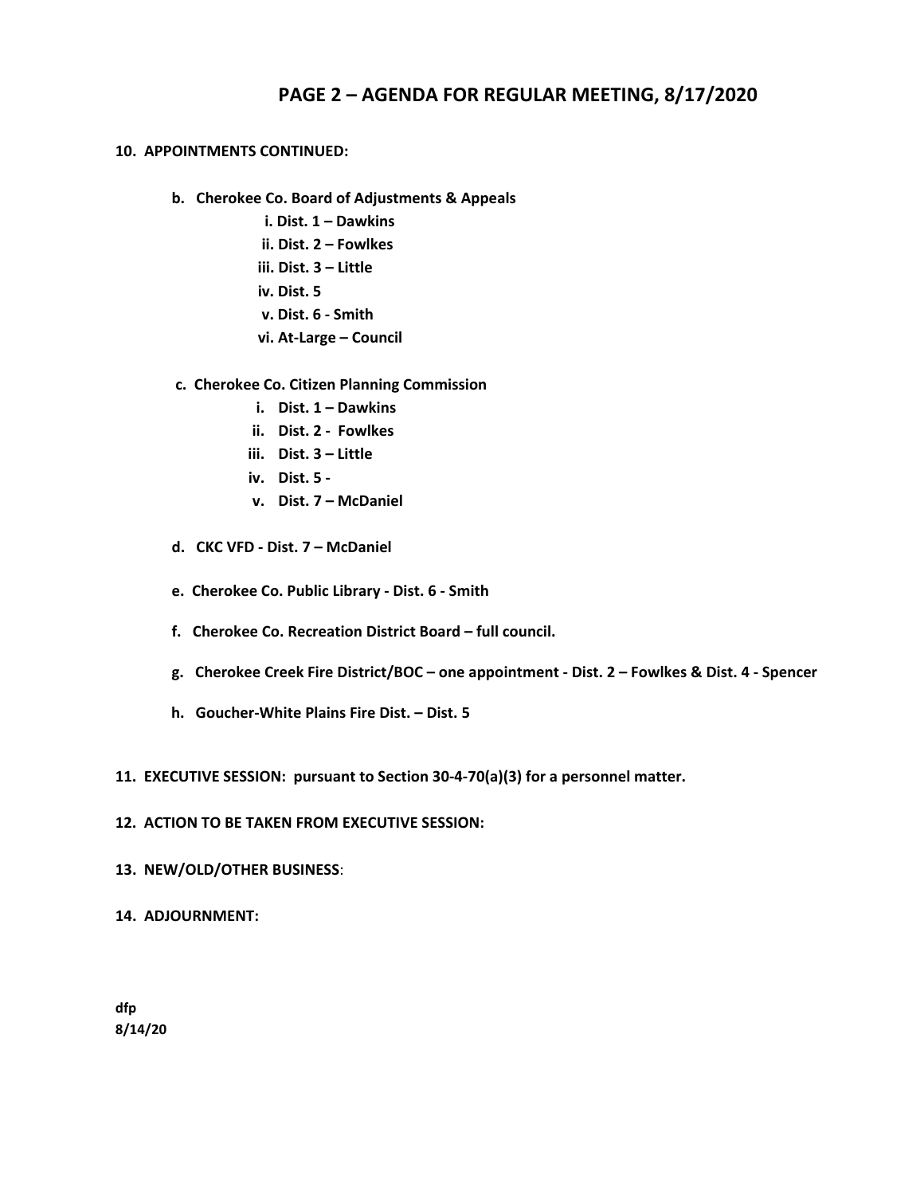# PAGE 2 – AGENDA FOR REGULAR MEETING, 8/17/2020

**10. APPOINTMENTS CONTINUED:**

**b. Cherokee Co. Board of Adjustments & Appeals**
- **i. Dist. 1 – Dawkins**
- **ii. Dist. 2 – Fowlkes**
- **iii. Dist. 3 – Little**
- **iv. Dist. 5**
- **v. Dist. 6 - Smith**
- **vi. At-Large – Council**

**c. Cherokee Co. Citizen Planning Commission**
- **i. Dist. 1 – Dawkins**
- **ii. Dist. 2 - Fowlkes**
- **iii. Dist. 3 – Little**
- **iv. Dist. 5 -**
- **v. Dist. 7 – McDaniel**

**d. CKC VFD - Dist. 7 – McDaniel**

**e. Cherokee Co. Public Library - Dist. 6 - Smith**

**f. Cherokee Co. Recreation District Board – full council.**

**g. Cherokee Creek Fire District/BOC – one appointment - Dist. 2 – Fowlkes & Dist. 4 - Spencer**

**h. Goucher-White Plains Fire Dist. – Dist. 5**

**11. EXECUTIVE SESSION: pursuant to Section 30-4-70(a)(3) for a personnel matter.**

**12. ACTION TO BE TAKEN FROM EXECUTIVE SESSION:**

**13. NEW/OLD/OTHER BUSINESS**:

**14. ADJOURNMENT:**

**dfp**
**8/14/20**